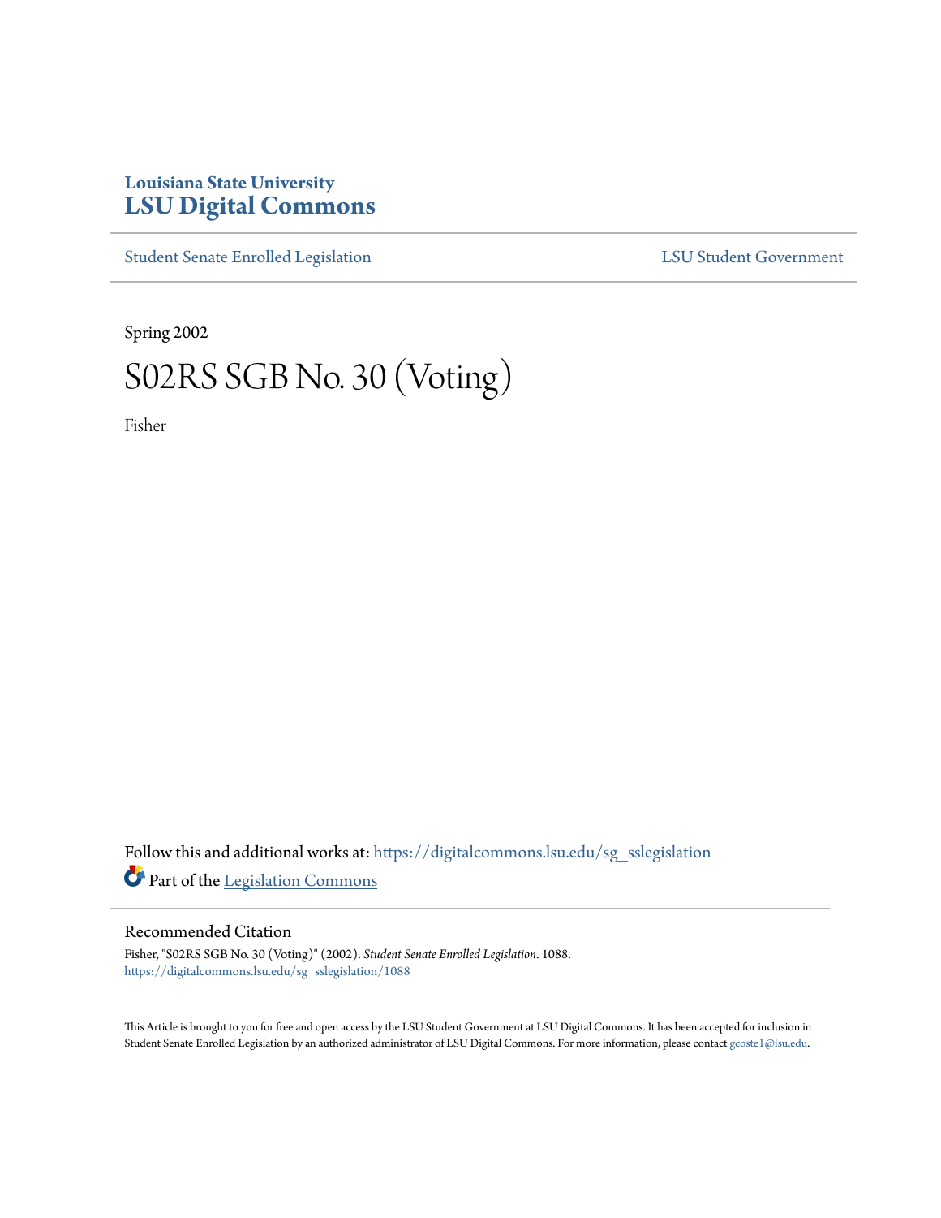Louisiana State University
**LSU Digital Commons**

Student Senate Enrolled Legislation

LSU Student Government

Spring 2002

# S02RS SGB No. 30 (Voting)

Fisher

Follow this and additional works at: https://digitalcommons.lsu.edu/sg_sslegislation

Part of the Legislation Commons

## Recommended Citation

Fisher, "S02RS SGB No. 30 (Voting)" (2002). *Student Senate Enrolled Legislation*. 1088.
https://digitalcommons.lsu.edu/sg_sslegislation/1088

This Article is brought to you for free and open access by the LSU Student Government at LSU Digital Commons. It has been accepted for inclusion in Student Senate Enrolled Legislation by an authorized administrator of LSU Digital Commons. For more information, please contact gcoste1@lsu.edu.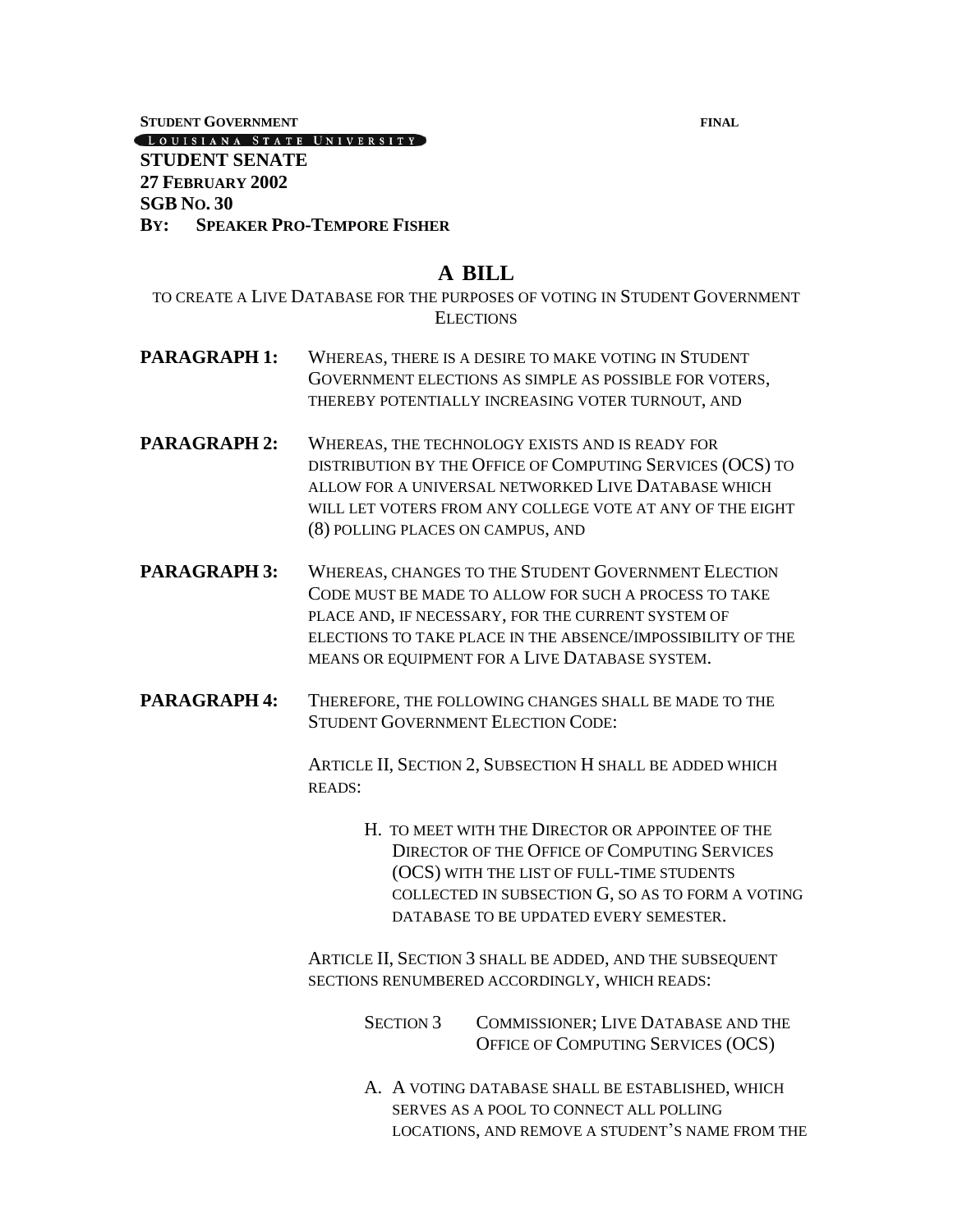**STUDENT GOVERNMENT** **FINAL**

LOUISIANA STATE UNIVERSITY

**STUDENT SENATE**
**27 FEBRUARY 2002**
**SGB NO. 30**
**BY: SPEAKER PRO-TEMPORE FISHER**

# A BILL

TO CREATE A LIVE DATABASE FOR THE PURPOSES OF VOTING IN STUDENT GOVERNMENT ELECTIONS

**PARAGRAPH 1:** WHEREAS, THERE IS A DESIRE TO MAKE VOTING IN STUDENT GOVERNMENT ELECTIONS AS SIMPLE AS POSSIBLE FOR VOTERS, THEREBY POTENTIALLY INCREASING VOTER TURNOUT, AND

**PARAGRAPH 2:** WHEREAS, THE TECHNOLOGY EXISTS AND IS READY FOR DISTRIBUTION BY THE OFFICE OF COMPUTING SERVICES (OCS) TO ALLOW FOR A UNIVERSAL NETWORKED LIVE DATABASE WHICH WILL LET VOTERS FROM ANY COLLEGE VOTE AT ANY OF THE EIGHT (8) POLLING PLACES ON CAMPUS, AND

**PARAGRAPH 3:** WHEREAS, CHANGES TO THE STUDENT GOVERNMENT ELECTION CODE MUST BE MADE TO ALLOW FOR SUCH A PROCESS TO TAKE PLACE AND, IF NECESSARY, FOR THE CURRENT SYSTEM OF ELECTIONS TO TAKE PLACE IN THE ABSENCE/IMPOSSIBILITY OF THE MEANS OR EQUIPMENT FOR A LIVE DATABASE SYSTEM.

**PARAGRAPH 4:** THEREFORE, THE FOLLOWING CHANGES SHALL BE MADE TO THE STUDENT GOVERNMENT ELECTION CODE:

ARTICLE II, SECTION 2, SUBSECTION H SHALL BE ADDED WHICH READS:

> H. TO MEET WITH THE DIRECTOR OR APPOINTEE OF THE DIRECTOR OF THE OFFICE OF COMPUTING SERVICES (OCS) WITH THE LIST OF FULL-TIME STUDENTS COLLECTED IN SUBSECTION G, SO AS TO FORM A VOTING DATABASE TO BE UPDATED EVERY SEMESTER.

ARTICLE II, SECTION 3 SHALL BE ADDED, AND THE SUBSEQUENT SECTIONS RENUMBERED ACCORDINGLY, WHICH READS:

> SECTION 3 COMMISSIONER; LIVE DATABASE AND THE OFFICE OF COMPUTING SERVICES (OCS)
>
> A. A VOTING DATABASE SHALL BE ESTABLISHED, WHICH SERVES AS A POOL TO CONNECT ALL POLLING LOCATIONS, AND REMOVE A STUDENT'S NAME FROM THE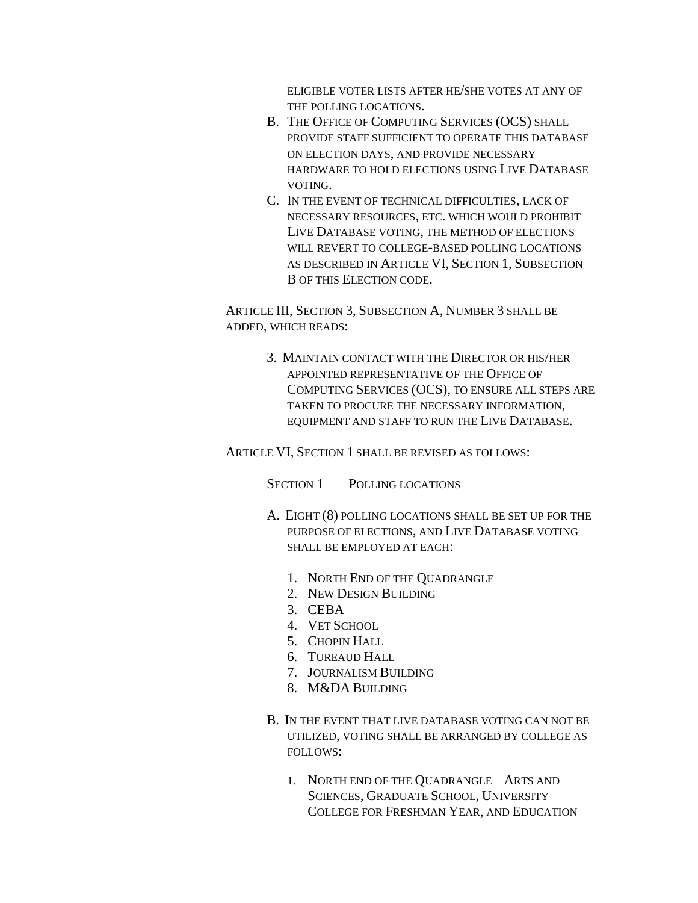ELIGIBLE VOTER LISTS AFTER HE/SHE VOTES AT ANY OF THE POLLING LOCATIONS.

B. THE OFFICE OF COMPUTING SERVICES (OCS) SHALL PROVIDE STAFF SUFFICIENT TO OPERATE THIS DATABASE ON ELECTION DAYS, AND PROVIDE NECESSARY HARDWARE TO HOLD ELECTIONS USING LIVE DATABASE VOTING.

C. IN THE EVENT OF TECHNICAL DIFFICULTIES, LACK OF NECESSARY RESOURCES, ETC. WHICH WOULD PROHIBIT LIVE DATABASE VOTING, THE METHOD OF ELECTIONS WILL REVERT TO COLLEGE-BASED POLLING LOCATIONS AS DESCRIBED IN ARTICLE VI, SECTION 1, SUBSECTION B OF THIS ELECTION CODE.

ARTICLE III, SECTION 3, SUBSECTION A, NUMBER 3 SHALL BE ADDED, WHICH READS:

3. MAINTAIN CONTACT WITH THE DIRECTOR OR HIS/HER APPOINTED REPRESENTATIVE OF THE OFFICE OF COMPUTING SERVICES (OCS), TO ENSURE ALL STEPS ARE TAKEN TO PROCURE THE NECESSARY INFORMATION, EQUIPMENT AND STAFF TO RUN THE LIVE DATABASE.

ARTICLE VI, SECTION 1 SHALL BE REVISED AS FOLLOWS:

SECTION 1 POLLING LOCATIONS

A. EIGHT (8) POLLING LOCATIONS SHALL BE SET UP FOR THE PURPOSE OF ELECTIONS, AND LIVE DATABASE VOTING SHALL BE EMPLOYED AT EACH:

1. NORTH END OF THE QUADRANGLE
2. NEW DESIGN BUILDING
3. CEBA
4. VET SCHOOL
5. CHOPIN HALL
6. TUREAUD HALL
7. JOURNALISM BUILDING
8. M&DA BUILDING

B. IN THE EVENT THAT LIVE DATABASE VOTING CAN NOT BE UTILIZED, VOTING SHALL BE ARRANGED BY COLLEGE AS FOLLOWS:

1. NORTH END OF THE QUADRANGLE – ARTS AND SCIENCES, GRADUATE SCHOOL, UNIVERSITY COLLEGE FOR FRESHMAN YEAR, AND EDUCATION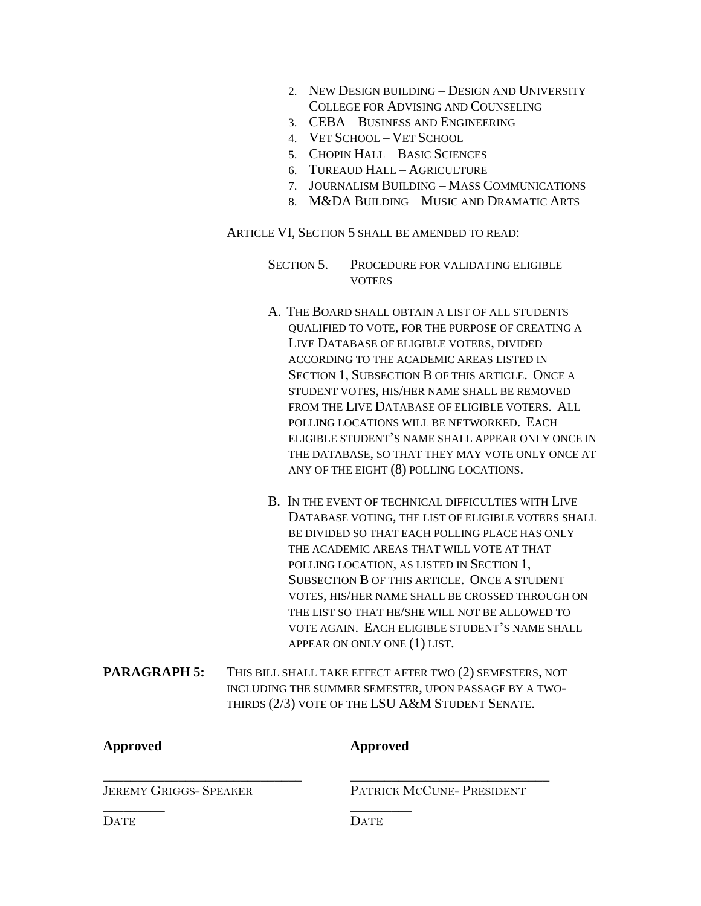2. New Design building – Design and University College for Advising and Counseling
3. CEBA – Business and Engineering
4. Vet School – Vet School
5. Chopin Hall – Basic Sciences
6. Tureaud Hall – Agriculture
7. Journalism Building – Mass Communications
8. M&DA Building – Music and Dramatic Arts

Article VI, Section 5 shall be amended to read:

Section 5. Procedure for validating eligible voters

A. The Board shall obtain a list of all students qualified to vote, for the purpose of creating a Live Database of eligible voters, divided according to the academic areas listed in Section 1, Subsection B of this article. Once a student votes, his/her name shall be removed from the Live Database of eligible voters. All polling locations will be networked. Each eligible student's name shall appear only once in the database, so that they may vote only once at any of the eight (8) polling locations.

B. In the event of technical difficulties with Live Database voting, the list of eligible voters shall be divided so that each polling place has only the academic areas that will vote at that polling location, as listed in Section 1, Subsection B of this article. Once a student votes, his/her name shall be crossed through on the list so that he/she will not be allowed to vote again. Each eligible student's name shall appear on only one (1) list.

**PARAGRAPH 5:** This bill shall take effect after two (2) semesters, not including the summer semester, upon passage by a two-thirds (2/3) vote of the LSU A&M Student Senate.

**Approved**

____________________________

Jeremy Griggs- Speaker

_________

Date

**Approved**

____________________________

Patrick McCune- President

_________

Date